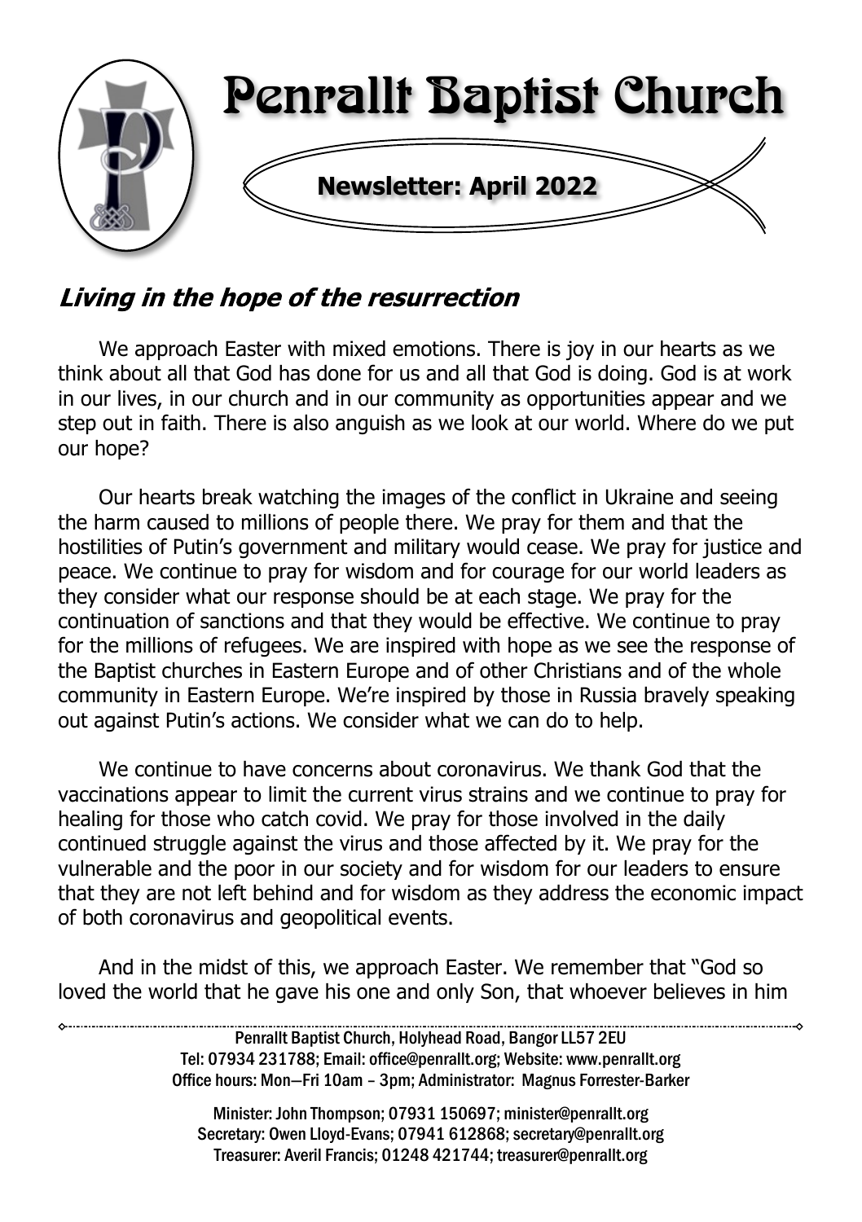# Penrallt Baptist Church

**Newsletter: April 2022**

## *Living in the hope of the resurrection*

We approach Easter with mixed emotions. There is joy in our hearts as we think about all that God has done for us and all that God is doing. God is at work in our lives, in our church and in our community as opportunities appear and we step out in faith. There is also anguish as we look at our world. Where do we put our hope?

Our hearts break watching the images of the conflict in Ukraine and seeing the harm caused to millions of people there. We pray for them and that the hostilities of Putin's government and military would cease. We pray for justice and peace. We continue to pray for wisdom and for courage for our world leaders as they consider what our response should be at each stage. We pray for the continuation of sanctions and that they would be effective. We continue to pray for the millions of refugees. We are inspired with hope as we see the response of the Baptist churches in Eastern Europe and of other Christians and of the whole community in Eastern Europe. We're inspired by those in Russia bravely speaking out against Putin's actions. We consider what we can do to help.

We continue to have concerns about coronavirus. We thank God that the vaccinations appear to limit the current virus strains and we continue to pray for healing for those who catch covid. We pray for those involved in the daily continued struggle against the virus and those affected by it. We pray for the vulnerable and the poor in our society and for wisdom for our leaders to ensure that they are not left behind and for wisdom as they address the economic impact of both coronavirus and geopolitical events.

And in the midst of this, we approach Easter. We remember that "God so loved the world that he gave his one and only Son, that whoever believes in him

---

Penrallt Baptist Church, Holyhead Road, Bangor LL57 2EU
Tel: 07934 231788; Email: office@penrallt.org; Website: www.penrallt.org
Office hours: Mon—Fri 10am – 3pm; Administrator: Magnus Forrester-Barker

Minister: John Thompson; 07931 150697; minister@penrallt.org
Secretary: Owen Lloyd-Evans; 07941 612868; secretary@penrallt.org
Treasurer: Averil Francis; 01248 421744; treasurer@penrallt.org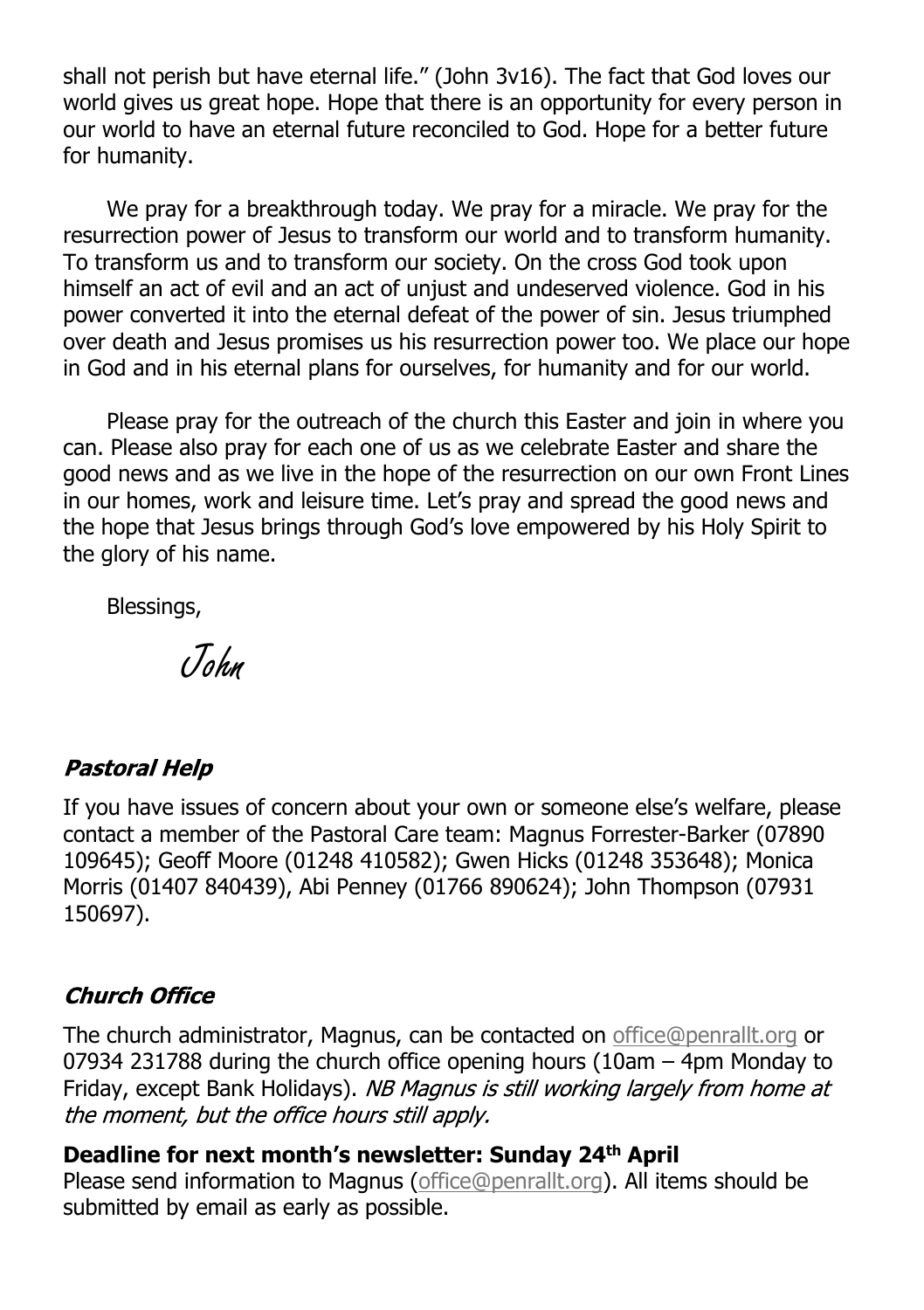shall not perish but have eternal life." (John 3v16). The fact that God loves our world gives us great hope. Hope that there is an opportunity for every person in our world to have an eternal future reconciled to God. Hope for a better future for humanity.

We pray for a breakthrough today. We pray for a miracle. We pray for the resurrection power of Jesus to transform our world and to transform humanity. To transform us and to transform our society. On the cross God took upon himself an act of evil and an act of unjust and undeserved violence. God in his power converted it into the eternal defeat of the power of sin. Jesus triumphed over death and Jesus promises us his resurrection power too. We place our hope in God and in his eternal plans for ourselves, for humanity and for our world.

Please pray for the outreach of the church this Easter and join in where you can. Please also pray for each one of us as we celebrate Easter and share the good news and as we live in the hope of the resurrection on our own Front Lines in our homes, work and leisure time. Let's pray and spread the good news and the hope that Jesus brings through God's love empowered by his Holy Spirit to the glory of his name.

Blessings,

*John*

### ***Pastoral Help***

If you have issues of concern about your own or someone else's welfare, please contact a member of the Pastoral Care team: Magnus Forrester-Barker (07890 109645); Geoff Moore (01248 410582); Gwen Hicks (01248 353648); Monica Morris (01407 840439), Abi Penney (01766 890624); John Thompson (07931 150697).

### ***Church Office***

The church administrator, Magnus, can be contacted on office@penrallt.org or 07934 231788 during the church office opening hours (10am – 4pm Monday to Friday, except Bank Holidays). *NB Magnus is still working largely from home at the moment, but the office hours still apply.*

**Deadline for next month's newsletter: Sunday 24th April**

Please send information to Magnus (office@penrallt.org). All items should be submitted by email as early as possible.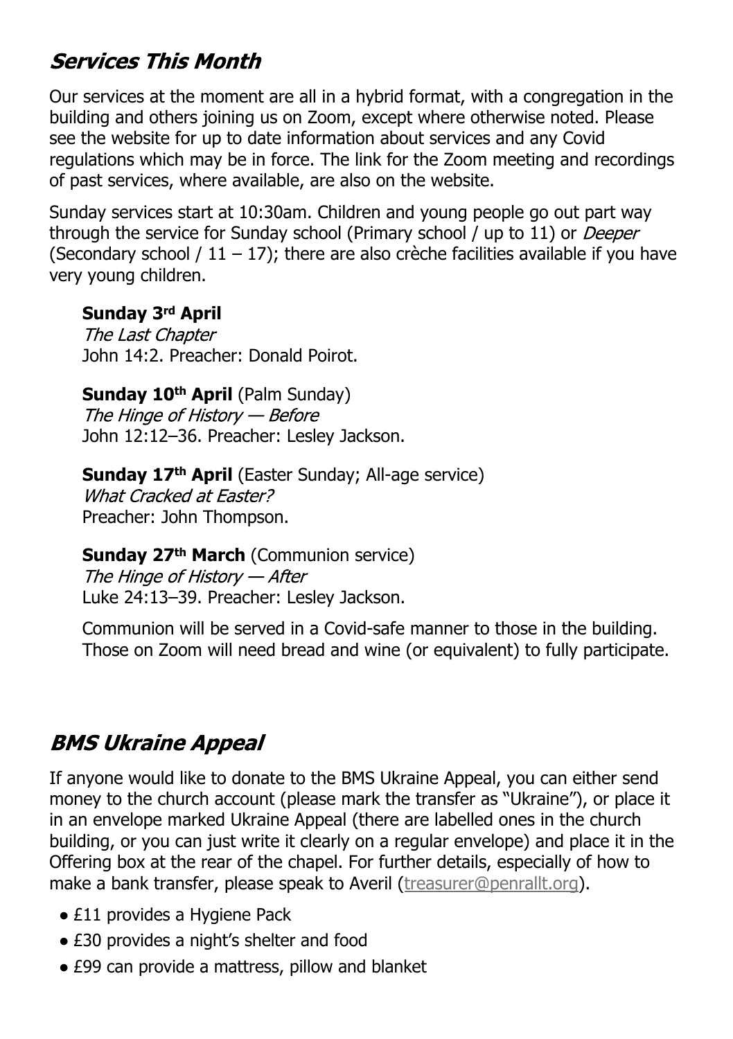## *Services This Month*

Our services at the moment are all in a hybrid format, with a congregation in the building and others joining us on Zoom, except where otherwise noted. Please see the website for up to date information about services and any Covid regulations which may be in force. The link for the Zoom meeting and recordings of past services, where available, are also on the website.

Sunday services start at 10:30am. Children and young people go out part way through the service for Sunday school (Primary school / up to 11) or *Deeper* (Secondary school / 11 – 17); there are also crèche facilities available if you have very young children.

**Sunday 3rd April**
*The Last Chapter*
John 14:2. Preacher: Donald Poirot.

**Sunday 10th April** (Palm Sunday)
*The Hinge of History — Before*
John 12:12–36. Preacher: Lesley Jackson.

**Sunday 17th April** (Easter Sunday; All-age service)
*What Cracked at Easter?*
Preacher: John Thompson.

**Sunday 27th March** (Communion service)
*The Hinge of History — After*
Luke 24:13–39. Preacher: Lesley Jackson.

Communion will be served in a Covid-safe manner to those in the building. Those on Zoom will need bread and wine (or equivalent) to fully participate.

## *BMS Ukraine Appeal*

If anyone would like to donate to the BMS Ukraine Appeal, you can either send money to the church account (please mark the transfer as "Ukraine"), or place it in an envelope marked Ukraine Appeal (there are labelled ones in the church building, or you can just write it clearly on a regular envelope) and place it in the Offering box at the rear of the chapel. For further details, especially of how to make a bank transfer, please speak to Averil (treasurer@penrallt.org).

- £11 provides a Hygiene Pack
- £30 provides a night's shelter and food
- £99 can provide a mattress, pillow and blanket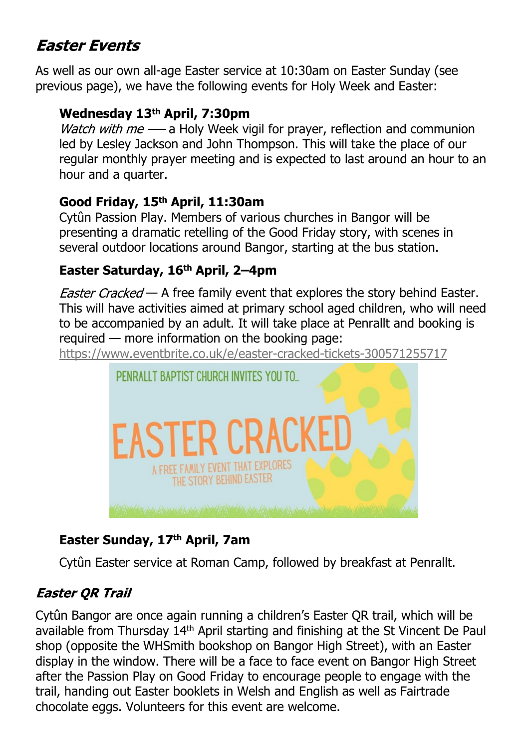## *Easter Events*

As well as our own all-age Easter service at 10:30am on Easter Sunday (see previous page), we have the following events for Holy Week and Easter:

**Wednesday 13th April, 7:30pm**
*Watch with me* — a Holy Week vigil for prayer, reflection and communion led by Lesley Jackson and John Thompson. This will take the place of our regular monthly prayer meeting and is expected to last around an hour to an hour and a quarter.

**Good Friday, 15th April, 11:30am**
Cytûn Passion Play. Members of various churches in Bangor will be presenting a dramatic retelling of the Good Friday story, with scenes in several outdoor locations around Bangor, starting at the bus station.

**Easter Saturday, 16th April, 2–4pm**

*Easter Cracked* — A free family event that explores the story behind Easter. This will have activities aimed at primary school aged children, who will need to be accompanied by an adult. It will take place at Penrallt and booking is required — more information on the booking page: https://www.eventbrite.co.uk/e/easter-cracked-tickets-300571255717

PENRALLT BAPTIST CHURCH INVITES YOU TO...

EASTER CRACKED

A FREE FAMILY EVENT THAT EXPLORES THE STORY BEHIND EASTER

**Easter Sunday, 17th April, 7am**

Cytûn Easter service at Roman Camp, followed by breakfast at Penrallt.

## *Easter QR Trail*

Cytûn Bangor are once again running a children's Easter QR trail, which will be available from Thursday 14th April starting and finishing at the St Vincent De Paul shop (opposite the WHSmith bookshop on Bangor High Street), with an Easter display in the window. There will be a face to face event on Bangor High Street after the Passion Play on Good Friday to encourage people to engage with the trail, handing out Easter booklets in Welsh and English as well as Fairtrade chocolate eggs. Volunteers for this event are welcome.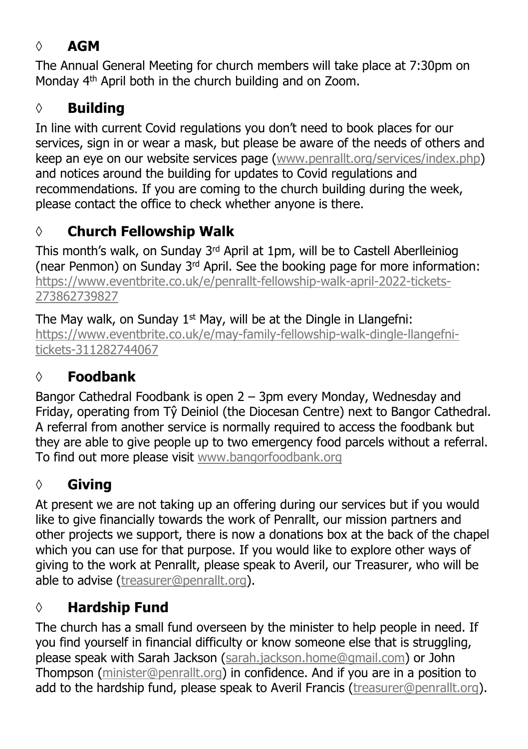## ◊ AGM

The Annual General Meeting for church members will take place at 7:30pm on Monday 4th April both in the church building and on Zoom.

## ◊ Building

In line with current Covid regulations you don't need to book places for our services, sign in or wear a mask, but please be aware of the needs of others and keep an eye on our website services page (www.penrallt.org/services/index.php) and notices around the building for updates to Covid regulations and recommendations. If you are coming to the church building during the week, please contact the office to check whether anyone is there.

## ◊ Church Fellowship Walk

This month's walk, on Sunday 3rd April at 1pm, will be to Castell Aberlleiniog (near Penmon) on Sunday 3rd April. See the booking page for more information: https://www.eventbrite.co.uk/e/penrallt-fellowship-walk-april-2022-tickets-273862739827

The May walk, on Sunday 1st May, will be at the Dingle in Llangefni: https://www.eventbrite.co.uk/e/may-family-fellowship-walk-dingle-llangefni-tickets-311282744067

## ◊ Foodbank

Bangor Cathedral Foodbank is open 2 – 3pm every Monday, Wednesday and Friday, operating from Tŷ Deiniol (the Diocesan Centre) next to Bangor Cathedral. A referral from another service is normally required to access the foodbank but they are able to give people up to two emergency food parcels without a referral. To find out more please visit www.bangorfoodbank.org

## ◊ Giving

At present we are not taking up an offering during our services but if you would like to give financially towards the work of Penrallt, our mission partners and other projects we support, there is now a donations box at the back of the chapel which you can use for that purpose. If you would like to explore other ways of giving to the work at Penrallt, please speak to Averil, our Treasurer, who will be able to advise (treasurer@penrallt.org).

## ◊ Hardship Fund

The church has a small fund overseen by the minister to help people in need. If you find yourself in financial difficulty or know someone else that is struggling, please speak with Sarah Jackson (sarah.jackson.home@gmail.com) or John Thompson (minister@penrallt.org) in confidence. And if you are in a position to add to the hardship fund, please speak to Averil Francis (treasurer@penrallt.org).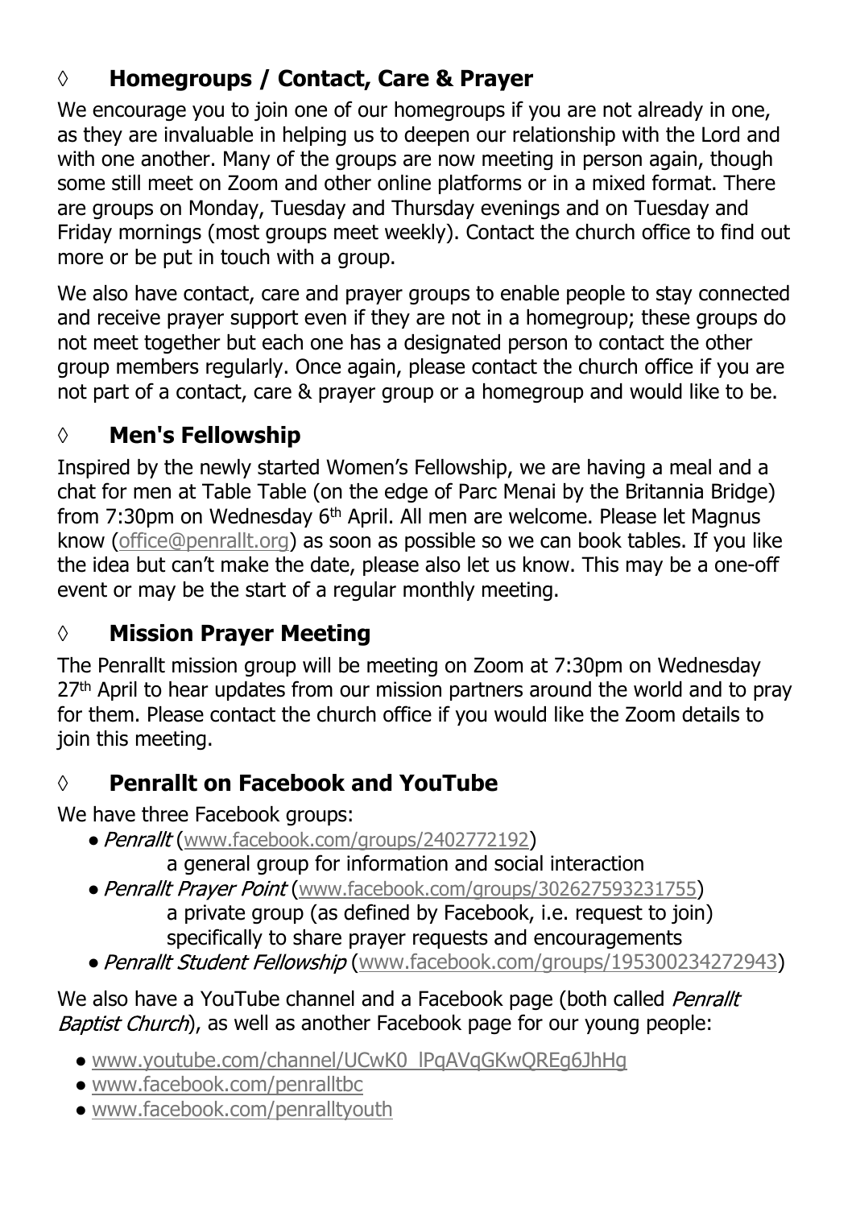## ◊ Homegroups / Contact, Care & Prayer

We encourage you to join one of our homegroups if you are not already in one, as they are invaluable in helping us to deepen our relationship with the Lord and with one another. Many of the groups are now meeting in person again, though some still meet on Zoom and other online platforms or in a mixed format. There are groups on Monday, Tuesday and Thursday evenings and on Tuesday and Friday mornings (most groups meet weekly). Contact the church office to find out more or be put in touch with a group.

We also have contact, care and prayer groups to enable people to stay connected and receive prayer support even if they are not in a homegroup; these groups do not meet together but each one has a designated person to contact the other group members regularly. Once again, please contact the church office if you are not part of a contact, care & prayer group or a homegroup and would like to be.

## ◊ Men's Fellowship

Inspired by the newly started Women's Fellowship, we are having a meal and a chat for men at Table Table (on the edge of Parc Menai by the Britannia Bridge) from 7:30pm on Wednesday 6th April. All men are welcome. Please let Magnus know (office@penrallt.org) as soon as possible so we can book tables. If you like the idea but can't make the date, please also let us know. This may be a one-off event or may be the start of a regular monthly meeting.

## ◊ Mission Prayer Meeting

The Penrallt mission group will be meeting on Zoom at 7:30pm on Wednesday 27th April to hear updates from our mission partners around the world and to pray for them. Please contact the church office if you would like the Zoom details to join this meeting.

## ◊ Penrallt on Facebook and YouTube

We have three Facebook groups:

- *Penrallt* (www.facebook.com/groups/2402772192)
  a general group for information and social interaction
- *Penrallt Prayer Point* (www.facebook.com/groups/302627593231755)
  a private group (as defined by Facebook, i.e. request to join) specifically to share prayer requests and encouragements
- *Penrallt Student Fellowship* (www.facebook.com/groups/195300234272943)

We also have a YouTube channel and a Facebook page (both called *Penrallt Baptist Church*), as well as another Facebook page for our young people:

- www.youtube.com/channel/UCwK0_lPqAVqGKwQREg6JhHg
- www.facebook.com/penralltbc
- www.facebook.com/penralltyouth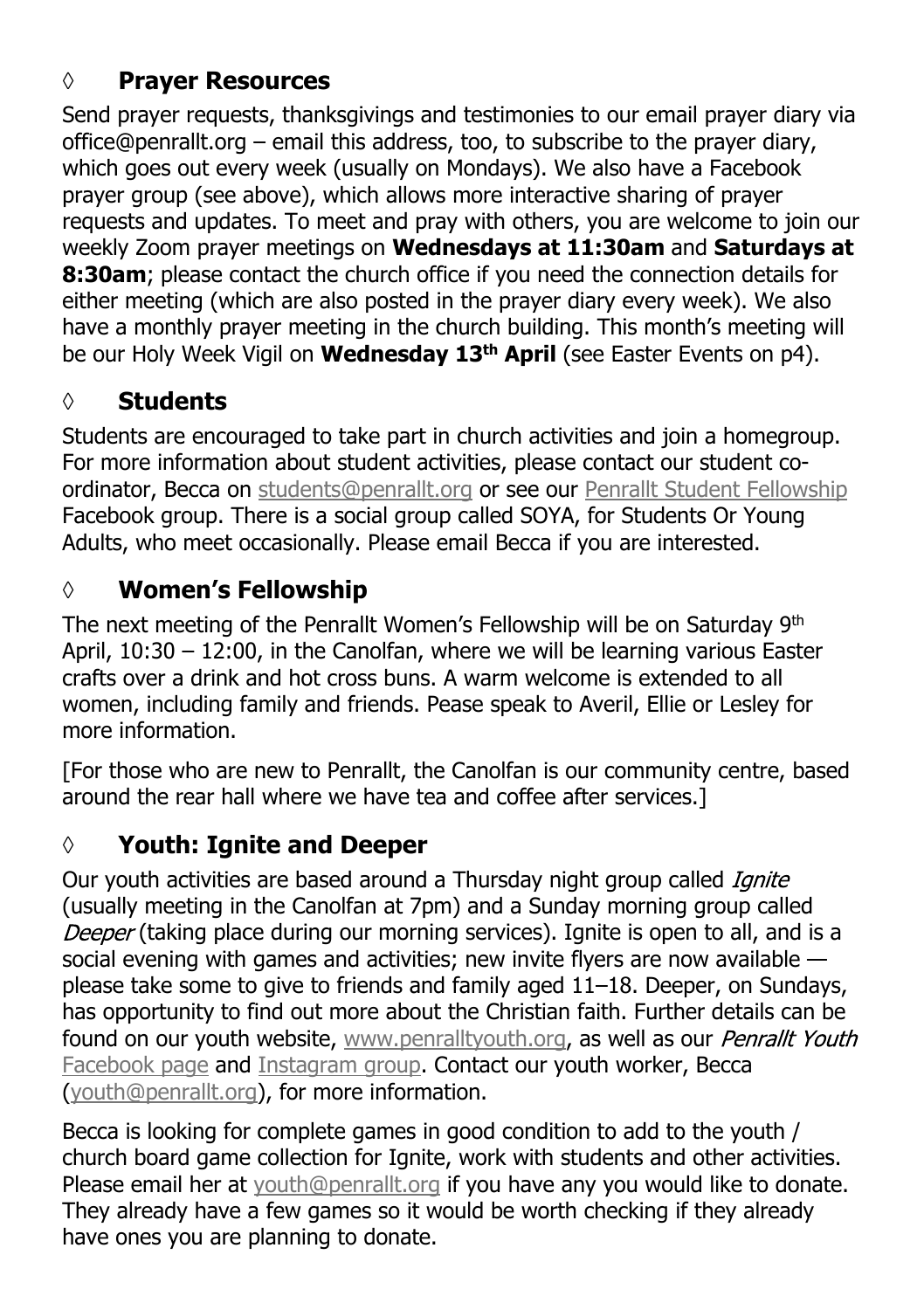## ◊ Prayer Resources

Send prayer requests, thanksgivings and testimonies to our email prayer diary via office@penrallt.org – email this address, too, to subscribe to the prayer diary, which goes out every week (usually on Mondays). We also have a Facebook prayer group (see above), which allows more interactive sharing of prayer requests and updates. To meet and pray with others, you are welcome to join our weekly Zoom prayer meetings on **Wednesdays at 11:30am** and **Saturdays at 8:30am**; please contact the church office if you need the connection details for either meeting (which are also posted in the prayer diary every week). We also have a monthly prayer meeting in the church building. This month's meeting will be our Holy Week Vigil on **Wednesday 13th April** (see Easter Events on p4).

## ◊ Students

Students are encouraged to take part in church activities and join a homegroup. For more information about student activities, please contact our student co-ordinator, Becca on students@penrallt.org or see our Penrallt Student Fellowship Facebook group. There is a social group called SOYA, for Students Or Young Adults, who meet occasionally. Please email Becca if you are interested.

## ◊ Women's Fellowship

The next meeting of the Penrallt Women's Fellowship will be on Saturday 9th April, 10:30 – 12:00, in the Canolfan, where we will be learning various Easter crafts over a drink and hot cross buns. A warm welcome is extended to all women, including family and friends. Pease speak to Averil, Ellie or Lesley for more information.

[For those who are new to Penrallt, the Canolfan is our community centre, based around the rear hall where we have tea and coffee after services.]

## ◊ Youth: Ignite and Deeper

Our youth activities are based around a Thursday night group called *Ignite* (usually meeting in the Canolfan at 7pm) and a Sunday morning group called *Deeper* (taking place during our morning services). Ignite is open to all, and is a social evening with games and activities; new invite flyers are now available — please take some to give to friends and family aged 11–18. Deeper, on Sundays, has opportunity to find out more about the Christian faith. Further details can be found on our youth website, www.penralltyouth.org, as well as our *Penrallt Youth* Facebook page and Instagram group. Contact our youth worker, Becca (youth@penrallt.org), for more information.

Becca is looking for complete games in good condition to add to the youth / church board game collection for Ignite, work with students and other activities. Please email her at youth@penrallt.org if you have any you would like to donate. They already have a few games so it would be worth checking if they already have ones you are planning to donate.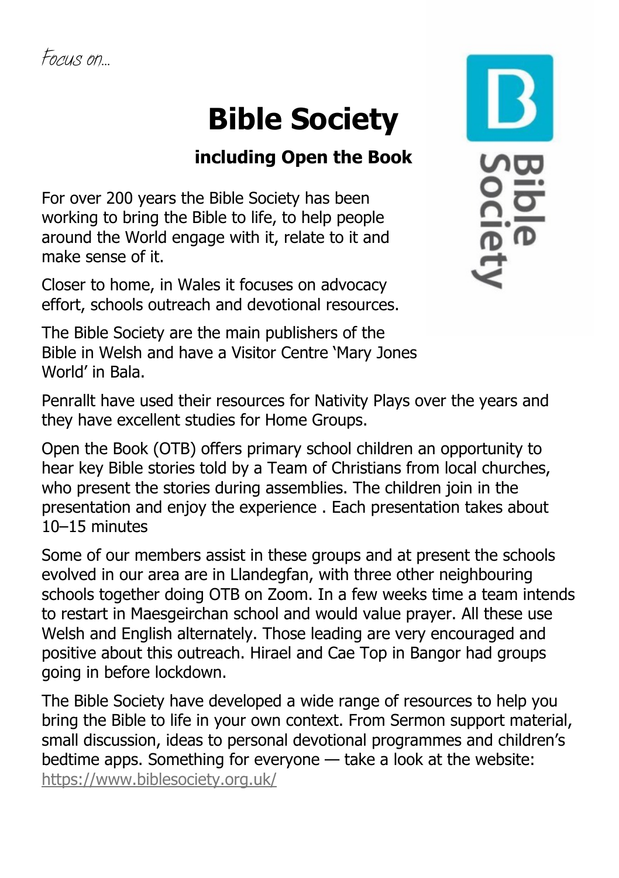*Focus on...*

# Bible Society

### including Open the Book

For over 200 years the Bible Society has been working to bring the Bible to life, to help people around the World engage with it, relate to it and make sense of it.

Closer to home, in Wales it focuses on advocacy effort, schools outreach and devotional resources.

The Bible Society are the main publishers of the Bible in Welsh and have a Visitor Centre 'Mary Jones World' in Bala.

Penrallt have used their resources for Nativity Plays over the years and they have excellent studies for Home Groups.

Open the Book (OTB) offers primary school children an opportunity to hear key Bible stories told by a Team of Christians from local churches, who present the stories during assemblies. The children join in the presentation and enjoy the experience . Each presentation takes about 10–15 minutes

Some of our members assist in these groups and at present the schools evolved in our area are in Llandegfan, with three other neighbouring schools together doing OTB on Zoom. In a few weeks time a team intends to restart in Maesgeirchan school and would value prayer. All these use Welsh and English alternately. Those leading are very encouraged and positive about this outreach. Hirael and Cae Top in Bangor had groups going in before lockdown.

The Bible Society have developed a wide range of resources to help you bring the Bible to life in your own context. From Sermon support material, small discussion, ideas to personal devotional programmes and children's bedtime apps. Something for everyone — take a look at the website: https://www.biblesociety.org.uk/